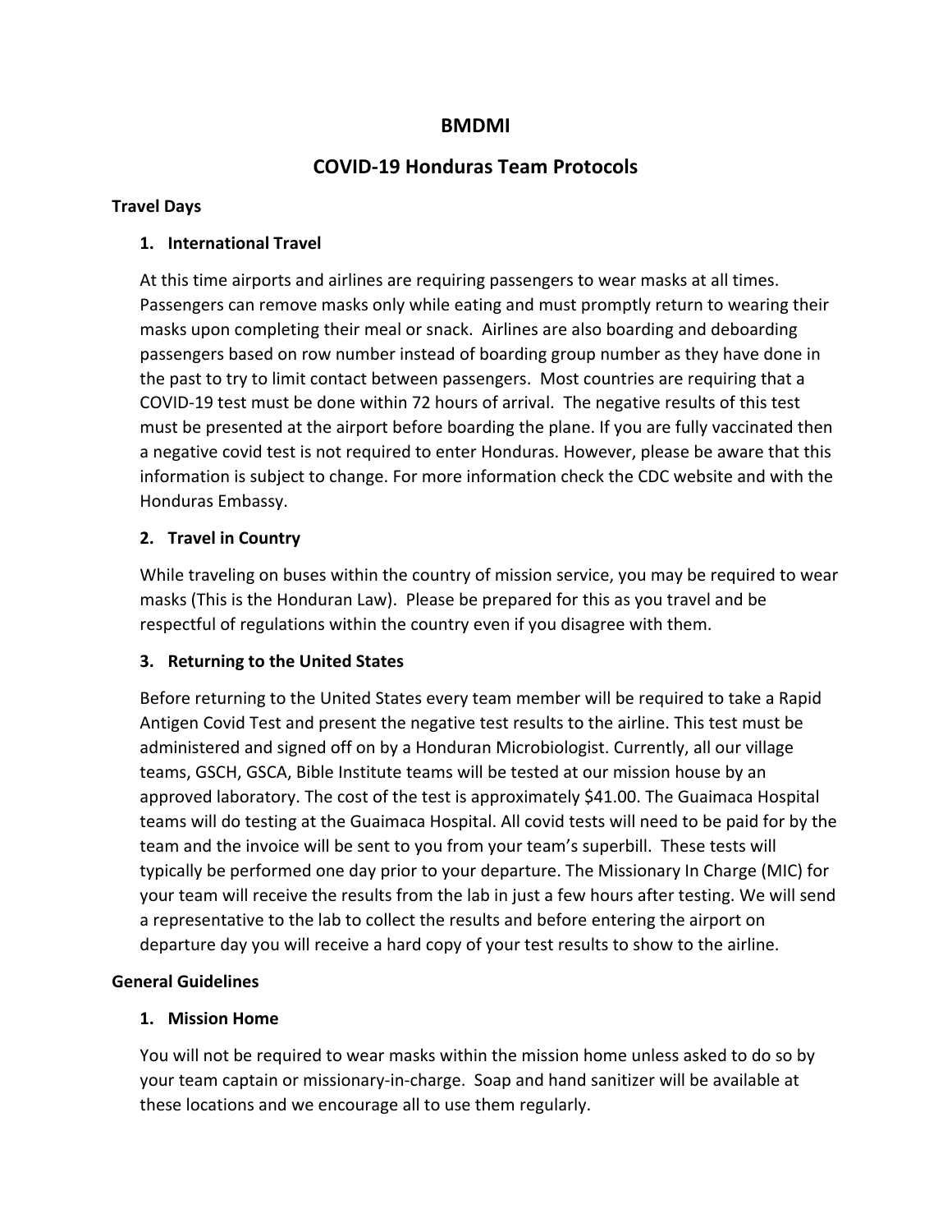# BMDMI

## COVID-19 Honduras Team Protocols

### Travel Days

#### 1. International Travel

At this time airports and airlines are requiring passengers to wear masks at all times. Passengers can remove masks only while eating and must promptly return to wearing their masks upon completing their meal or snack. Airlines are also boarding and deboarding passengers based on row number instead of boarding group number as they have done in the past to try to limit contact between passengers. Most countries are requiring that a COVID-19 test must be done within 72 hours of arrival. The negative results of this test must be presented at the airport before boarding the plane. If you are fully vaccinated then a negative covid test is not required to enter Honduras. However, please be aware that this information is subject to change. For more information check the CDC website and with the Honduras Embassy.

#### 2. Travel in Country

While traveling on buses within the country of mission service, you may be required to wear masks (This is the Honduran Law). Please be prepared for this as you travel and be respectful of regulations within the country even if you disagree with them.

#### 3. Returning to the United States

Before returning to the United States every team member will be required to take a Rapid Antigen Covid Test and present the negative test results to the airline. This test must be administered and signed off on by a Honduran Microbiologist. Currently, all our village teams, GSCH, GSCA, Bible Institute teams will be tested at our mission house by an approved laboratory. The cost of the test is approximately $41.00. The Guaimaca Hospital teams will do testing at the Guaimaca Hospital. All covid tests will need to be paid for by the team and the invoice will be sent to you from your team's superbill. These tests will typically be performed one day prior to your departure. The Missionary In Charge (MIC) for your team will receive the results from the lab in just a few hours after testing. We will send a representative to the lab to collect the results and before entering the airport on departure day you will receive a hard copy of your test results to show to the airline.

### General Guidelines

#### 1. Mission Home

You will not be required to wear masks within the mission home unless asked to do so by your team captain or missionary-in-charge. Soap and hand sanitizer will be available at these locations and we encourage all to use them regularly.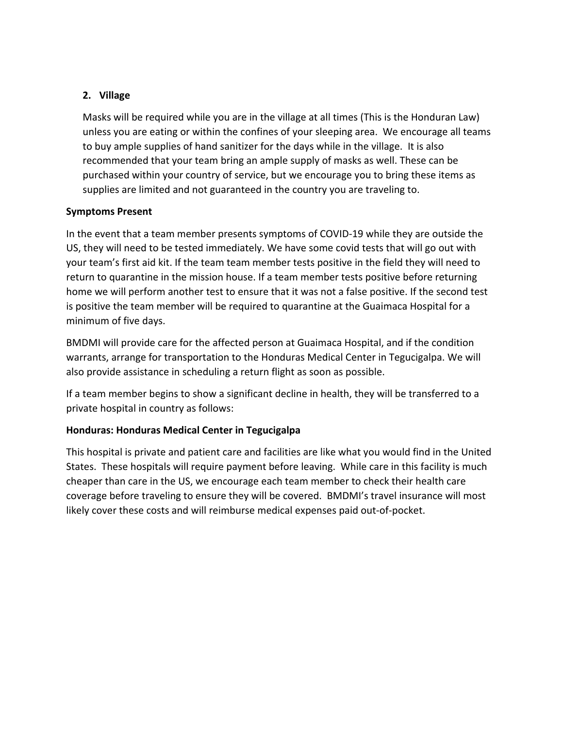2. **Village**

   Masks will be required while you are in the village at all times (This is the Honduran Law) unless you are eating or within the confines of your sleeping area. We encourage all teams to buy ample supplies of hand sanitizer for the days while in the village. It is also recommended that your team bring an ample supply of masks as well. These can be purchased within your country of service, but we encourage you to bring these items as supplies are limited and not guaranteed in the country you are traveling to.

**Symptoms Present**

In the event that a team member presents symptoms of COVID-19 while they are outside the US, they will need to be tested immediately. We have some covid tests that will go out with your team's first aid kit. If the team team member tests positive in the field they will need to return to quarantine in the mission house. If a team member tests positive before returning home we will perform another test to ensure that it was not a false positive. If the second test is positive the team member will be required to quarantine at the Guaimaca Hospital for a minimum of five days.

BMDMI will provide care for the affected person at Guaimaca Hospital, and if the condition warrants, arrange for transportation to the Honduras Medical Center in Tegucigalpa. We will also provide assistance in scheduling a return flight as soon as possible.

If a team member begins to show a significant decline in health, they will be transferred to a private hospital in country as follows:

**Honduras: Honduras Medical Center in Tegucigalpa**

This hospital is private and patient care and facilities are like what you would find in the United States. These hospitals will require payment before leaving. While care in this facility is much cheaper than care in the US, we encourage each team member to check their health care coverage before traveling to ensure they will be covered. BMDMI's travel insurance will most likely cover these costs and will reimburse medical expenses paid out-of-pocket.